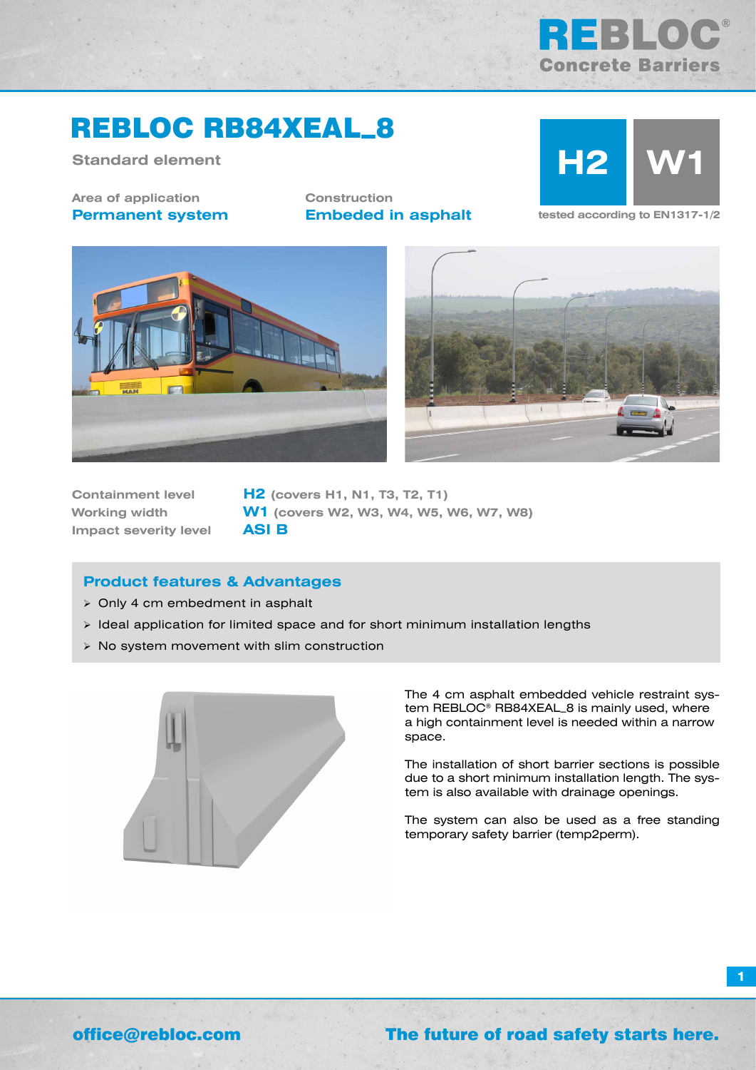# REBLOC RB84XEAL_8

Standard element

Area of application
**Permanent system**

Construction
**Embeded in asphalt**

**H2** **W1**

tested according to EN1317-1/2

| | |
|---|---|
| Containment level | **H2** (covers H1, N1, T3, T2, T1) |
| Working width | **W1** (covers W2, W3, W4, W5, W6, W7, W8) |
| Impact severity level | **ASI B** |

## Product features & Advantages

- Only 4 cm embedment in asphalt
- Ideal application for limited space and for short minimum installation lengths
- No system movement with slim construction

The 4 cm asphalt embedded vehicle restraint system REBLOC® RB84XEAL_8 is mainly used, where a high containment level is needed within a narrow space.

The installation of short barrier sections is possible due to a short minimum installation length. The system is also available with drainage openings.

The system can also be used as a free standing temporary safety barrier (temp2perm).

office@rebloc.com

The future of road safety starts here.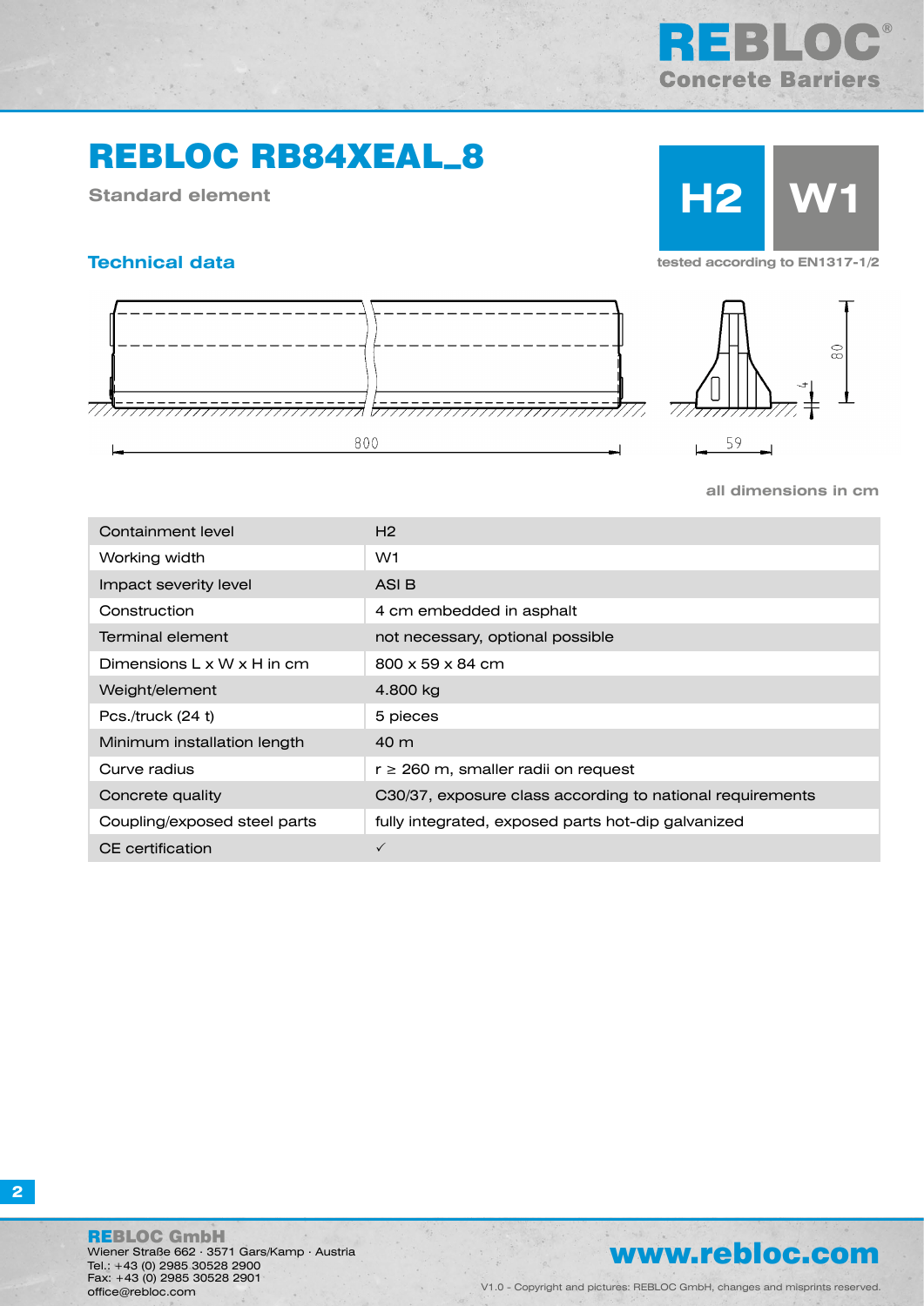REBLOC
Concrete Barriers

# REBLOC RB84XEAL_8

**Standard element**

H2 W1

tested according to EN1317-1/2

## Technical data

800

80

4

59

all dimensions in cm

| | |
|---|---|
| Containment level | H2 |
| Working width | W1 |
| Impact severity level | ASI B |
| Construction | 4 cm embedded in asphalt |
| Terminal element | not necessary, optional possible |
| Dimensions L x W x H in cm | 800 x 59 x 84 cm |
| Weight/element | 4.800 kg |
| Pcs./truck (24 t) | 5 pieces |
| Minimum installation length | 40 m |
| Curve radius | r ≥ 260 m, smaller radii on request |
| Concrete quality | C30/37, exposure class according to national requirements |
| Coupling/exposed steel parts | fully integrated, exposed parts hot-dip galvanized |
| CE certification | ✓ |

**REBLOC GmbH**
Wiener Straße 662 · 3571 Gars/Kamp · Austria
Tel.: +43 (0) 2985 30528 2900
Fax: +43 (0) 2985 30528 2901
office@rebloc.com

**www.rebloc.com**

V1.0 - Copyright and pictures: REBLOC GmbH, changes and misprints reserved.